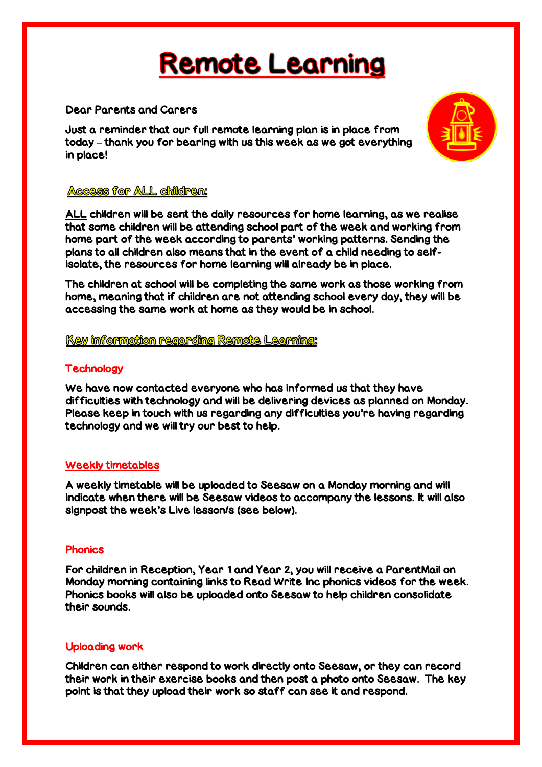# Remote Learning

Dear Parents and Carers

Just a reminder that our full remote learning plan is in place from today – thank you for bearing with us this week as we got everything in place!

## Access for ALL children:

ALL children will be sent the daily resources for home learning, as we realise that some children will be attending school part of the week and working from home part of the week according to parents' working patterns. Sending the plans to all children also means that in the event of a child needing to self-isolate, the resources for home learning will already be in place.

The children at school will be completing the same work as those working from home, meaning that if children are not attending school every day, they will be accessing the same work at home as they would be in school.

## Key information regarding Remote Learning:

### Technology

We have now contacted everyone who has informed us that they have difficulties with technology and will be delivering devices as planned on Monday. Please keep in touch with us regarding any difficulties you're having regarding technology and we will try our best to help.

### Weekly timetables

A weekly timetable will be uploaded to Seesaw on a Monday morning and will indicate when there will be Seesaw videos to accompany the lessons. It will also signpost the week's Live lesson/s (see below).

### Phonics

For children in Reception, Year 1 and Year 2, you will receive a ParentMail on Monday morning containing links to Read Write Inc phonics videos for the week. Phonics books will also be uploaded onto Seesaw to help children consolidate their sounds.

### Uploading work

Children can either respond to work directly onto Seesaw, or they can record their work in their exercise books and then post a photo onto Seesaw. The key point is that they upload their work so staff can see it and respond.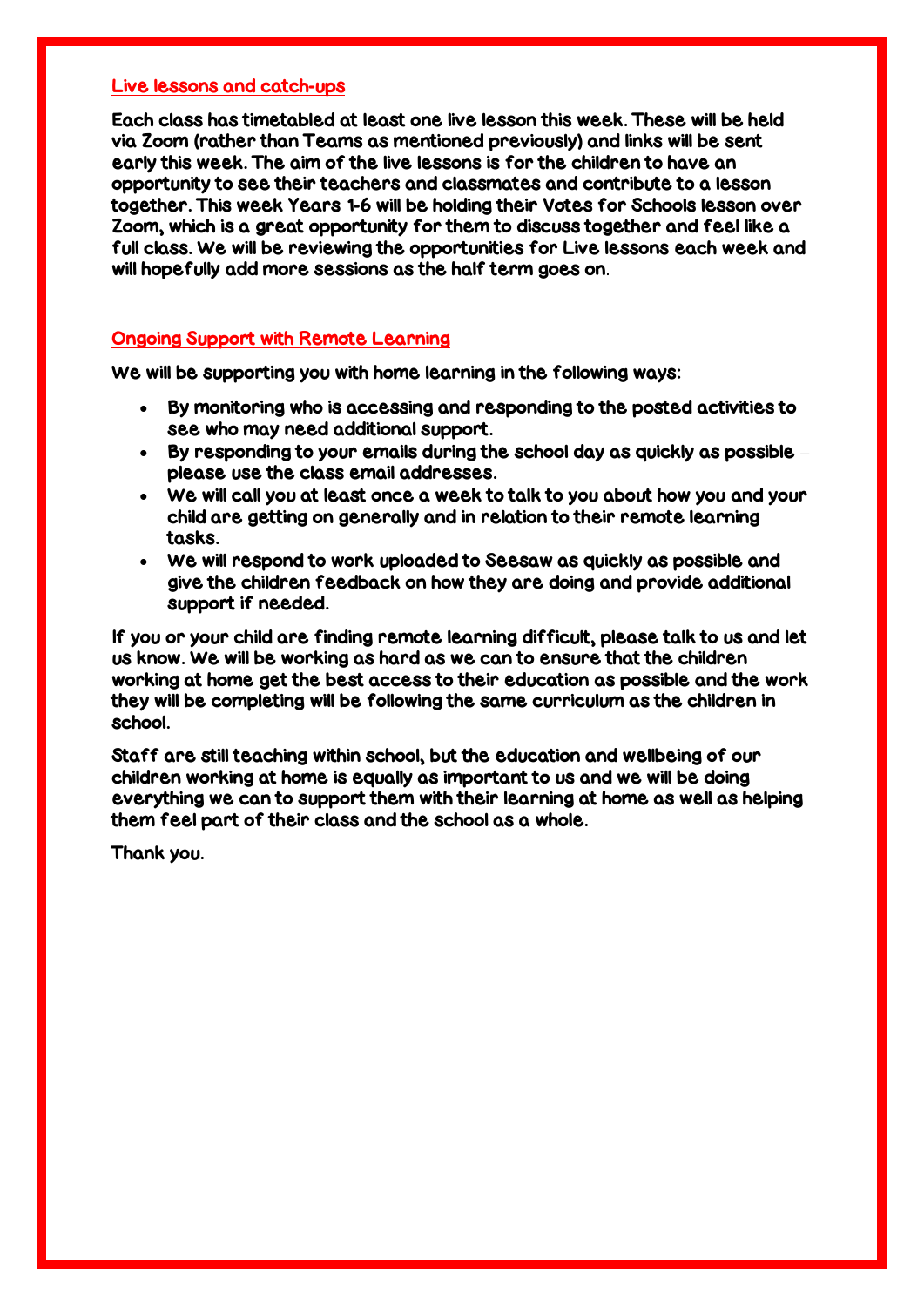## Live lessons and catch-ups

Each class has timetabled at least one live lesson this week. These will be held via Zoom (rather than Teams as mentioned previously) and links will be sent early this week. The aim of the live lessons is for the children to have an opportunity to see their teachers and classmates and contribute to a lesson together. This week Years 1-6 will be holding their Votes for Schools lesson over Zoom, which is a great opportunity for them to discuss together and feel like a full class. We will be reviewing the opportunities for Live lessons each week and will hopefully add more sessions as the half term goes on.

## Ongoing Support with Remote Learning

We will be supporting you with home learning in the following ways:

- By monitoring who is accessing and responding to the posted activities to see who may need additional support.
- By responding to your emails during the school day as quickly as possible – please use the class email addresses.
- We will call you at least once a week to talk to you about how you and your child are getting on generally and in relation to their remote learning tasks.
- We will respond to work uploaded to Seesaw as quickly as possible and give the children feedback on how they are doing and provide additional support if needed.

If you or your child are finding remote learning difficult, please talk to us and let us know. We will be working as hard as we can to ensure that the children working at home get the best access to their education as possible and the work they will be completing will be following the same curriculum as the children in school.

Staff are still teaching within school, but the education and wellbeing of our children working at home is equally as important to us and we will be doing everything we can to support them with their learning at home as well as helping them feel part of their class and the school as a whole.

Thank you.